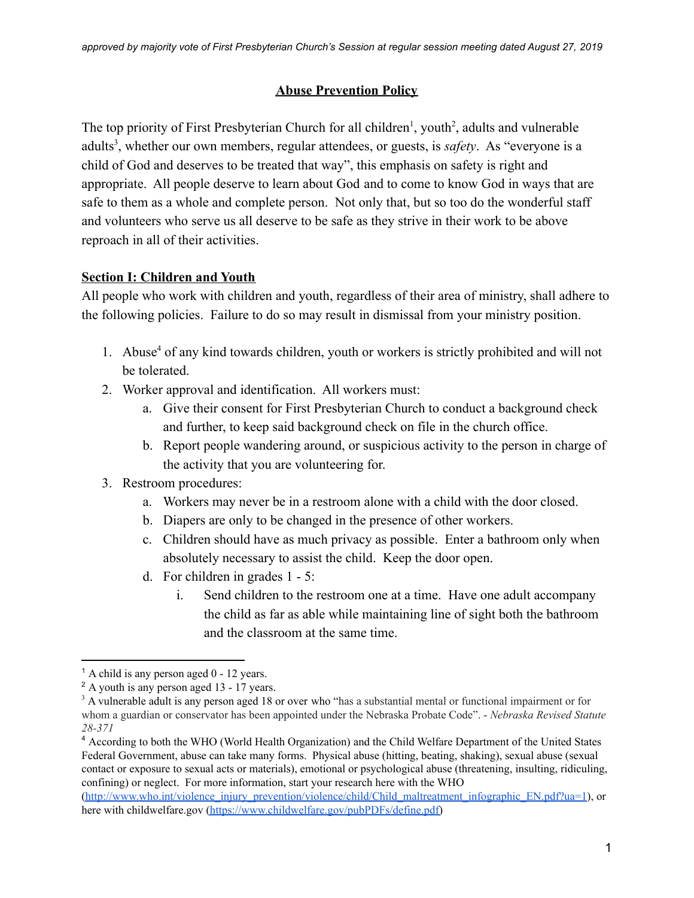*approved by majority vote of First Presbyterian Church's Session at regular session meeting dated August 27, 2019*

# **Abuse Prevention Policy**

The top priority of First Presbyterian Church for all children[1], youth[2], adults and vulnerable adults[3], whether our own members, regular attendees, or guests, is *safety*. As "everyone is a child of God and deserves to be treated that way", this emphasis on safety is right and appropriate. All people deserve to learn about God and to come to know God in ways that are safe to them as a whole and complete person. Not only that, but so too do the wonderful staff and volunteers who serve us all deserve to be safe as they strive in their work to be above reproach in all of their activities.

## **Section I: Children and Youth**

All people who work with children and youth, regardless of their area of ministry, shall adhere to the following policies. Failure to do so may result in dismissal from your ministry position.

1. Abuse[4] of any kind towards children, youth or workers is strictly prohibited and will not be tolerated.
2. Worker approval and identification. All workers must:
   a. Give their consent for First Presbyterian Church to conduct a background check and further, to keep said background check on file in the church office.
   b. Report people wandering around, or suspicious activity to the person in charge of the activity that you are volunteering for.
3. Restroom procedures:
   a. Workers may never be in a restroom alone with a child with the door closed.
   b. Diapers are only to be changed in the presence of other workers.
   c. Children should have as much privacy as possible. Enter a bathroom only when absolutely necessary to assist the child. Keep the door open.
   d. For children in grades 1 - 5:
      i. Send children to the restroom one at a time. Have one adult accompany the child as far as able while maintaining line of sight both the bathroom and the classroom at the same time.

---

[1] A child is any person aged 0 - 12 years.

[2] A youth is any person aged 13 - 17 years.

[3] A vulnerable adult is any person aged 18 or over who "has a substantial mental or functional impairment or for whom a guardian or conservator has been appointed under the Nebraska Probate Code". - *Nebraska Revised Statute 28-371*

[4] According to both the WHO (World Health Organization) and the Child Welfare Department of the United States Federal Government, abuse can take many forms. Physical abuse (hitting, beating, shaking), sexual abuse (sexual contact or exposure to sexual acts or materials), emotional or psychological abuse (threatening, insulting, ridiculing, confining) or neglect. For more information, start your research here with the WHO (http://www.who.int/violence_injury_prevention/violence/child/Child_maltreatment_infographic_EN.pdf?ua=1), or here with childwelfare.gov (https://www.childwelfare.gov/pubPDFs/define.pdf)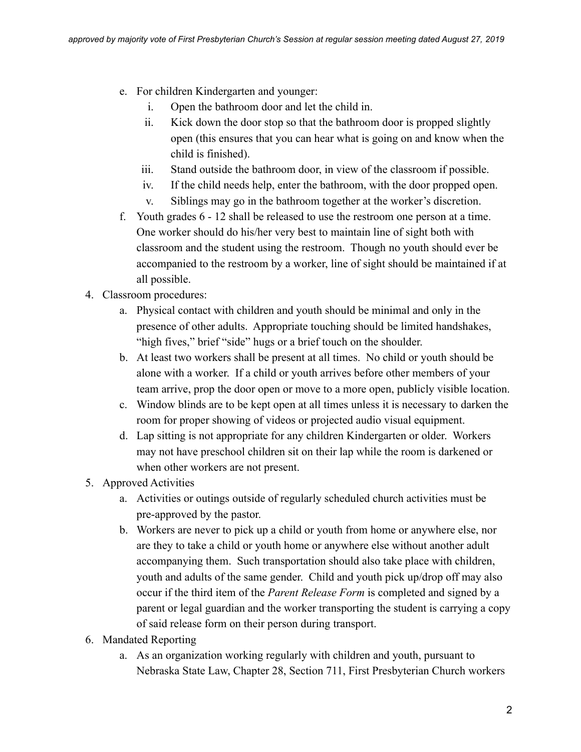e. For children Kindergarten and younger:
   i. Open the bathroom door and let the child in.
   ii. Kick down the door stop so that the bathroom door is propped slightly open (this ensures that you can hear what is going on and know when the child is finished).
   iii. Stand outside the bathroom door, in view of the classroom if possible.
   iv. If the child needs help, enter the bathroom, with the door propped open.
   v. Siblings may go in the bathroom together at the worker's discretion.

f. Youth grades 6 - 12 shall be released to use the restroom one person at a time. One worker should do his/her very best to maintain line of sight both with classroom and the student using the restroom. Though no youth should ever be accompanied to the restroom by a worker, line of sight should be maintained if at all possible.

4. Classroom procedures:
   a. Physical contact with children and youth should be minimal and only in the presence of other adults. Appropriate touching should be limited handshakes, "high fives," brief "side" hugs or a brief touch on the shoulder.
   b. At least two workers shall be present at all times. No child or youth should be alone with a worker. If a child or youth arrives before other members of your team arrive, prop the door open or move to a more open, publicly visible location.
   c. Window blinds are to be kept open at all times unless it is necessary to darken the room for proper showing of videos or projected audio visual equipment.
   d. Lap sitting is not appropriate for any children Kindergarten or older. Workers may not have preschool children sit on their lap while the room is darkened or when other workers are not present.

5. Approved Activities
   a. Activities or outings outside of regularly scheduled church activities must be pre-approved by the pastor.
   b. Workers are never to pick up a child or youth from home or anywhere else, nor are they to take a child or youth home or anywhere else without another adult accompanying them. Such transportation should also take place with children, youth and adults of the same gender. Child and youth pick up/drop off may also occur if the third item of the *Parent Release Form* is completed and signed by a parent or legal guardian and the worker transporting the student is carrying a copy of said release form on their person during transport.

6. Mandated Reporting
   a. As an organization working regularly with children and youth, pursuant to Nebraska State Law, Chapter 28, Section 711, First Presbyterian Church workers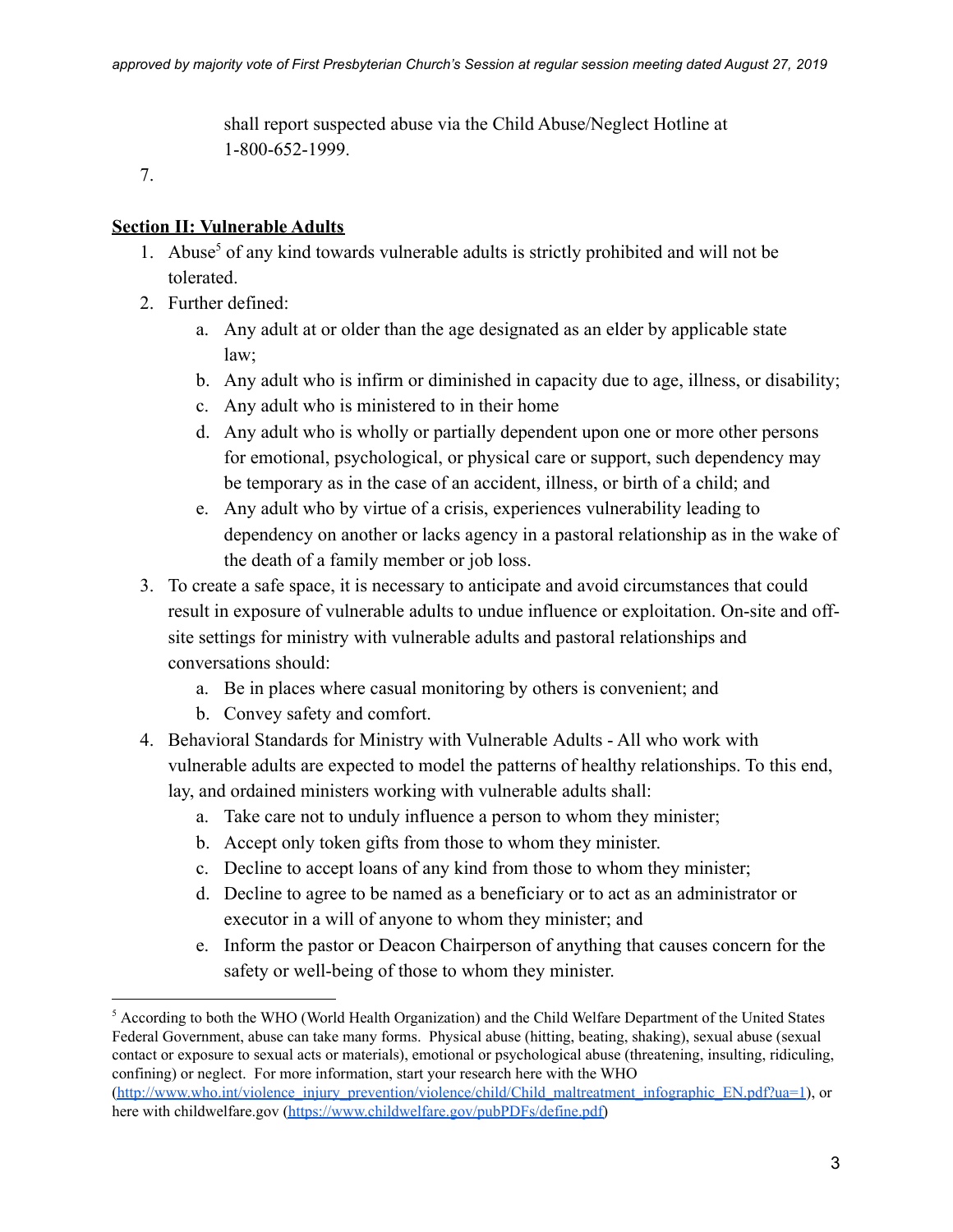shall report suspected abuse via the Child Abuse/Neglect Hotline at 1-800-652-1999.

7.

**Section II: Vulnerable Adults**

1. Abuse[5] of any kind towards vulnerable adults is strictly prohibited and will not be tolerated.
2. Further defined:
    a. Any adult at or older than the age designated as an elder by applicable state law;
    b. Any adult who is infirm or diminished in capacity due to age, illness, or disability;
    c. Any adult who is ministered to in their home
    d. Any adult who is wholly or partially dependent upon one or more other persons for emotional, psychological, or physical care or support, such dependency may be temporary as in the case of an accident, illness, or birth of a child; and
    e. Any adult who by virtue of a crisis, experiences vulnerability leading to dependency on another or lacks agency in a pastoral relationship as in the wake of the death of a family member or job loss.
3. To create a safe space, it is necessary to anticipate and avoid circumstances that could result in exposure of vulnerable adults to undue influence or exploitation. On-site and off-site settings for ministry with vulnerable adults and pastoral relationships and conversations should:
    a. Be in places where casual monitoring by others is convenient; and
    b. Convey safety and comfort.
4. Behavioral Standards for Ministry with Vulnerable Adults - All who work with vulnerable adults are expected to model the patterns of healthy relationships. To this end, lay, and ordained ministers working with vulnerable adults shall:
    a. Take care not to unduly influence a person to whom they minister;
    b. Accept only token gifts from those to whom they minister.
    c. Decline to accept loans of any kind from those to whom they minister;
    d. Decline to agree to be named as a beneficiary or to act as an administrator or executor in a will of anyone to whom they minister; and
    e. Inform the pastor or Deacon Chairperson of anything that causes concern for the safety or well-being of those to whom they minister.

---

[5] According to both the WHO (World Health Organization) and the Child Welfare Department of the United States Federal Government, abuse can take many forms. Physical abuse (hitting, beating, shaking), sexual abuse (sexual contact or exposure to sexual acts or materials), emotional or psychological abuse (threatening, insulting, ridiculing, confining) or neglect. For more information, start your research here with the WHO (http://www.who.int/violence_injury_prevention/violence/child/Child_maltreatment_infographic_EN.pdf?ua=1), or here with childwelfare.gov (https://www.childwelfare.gov/pubPDFs/define.pdf)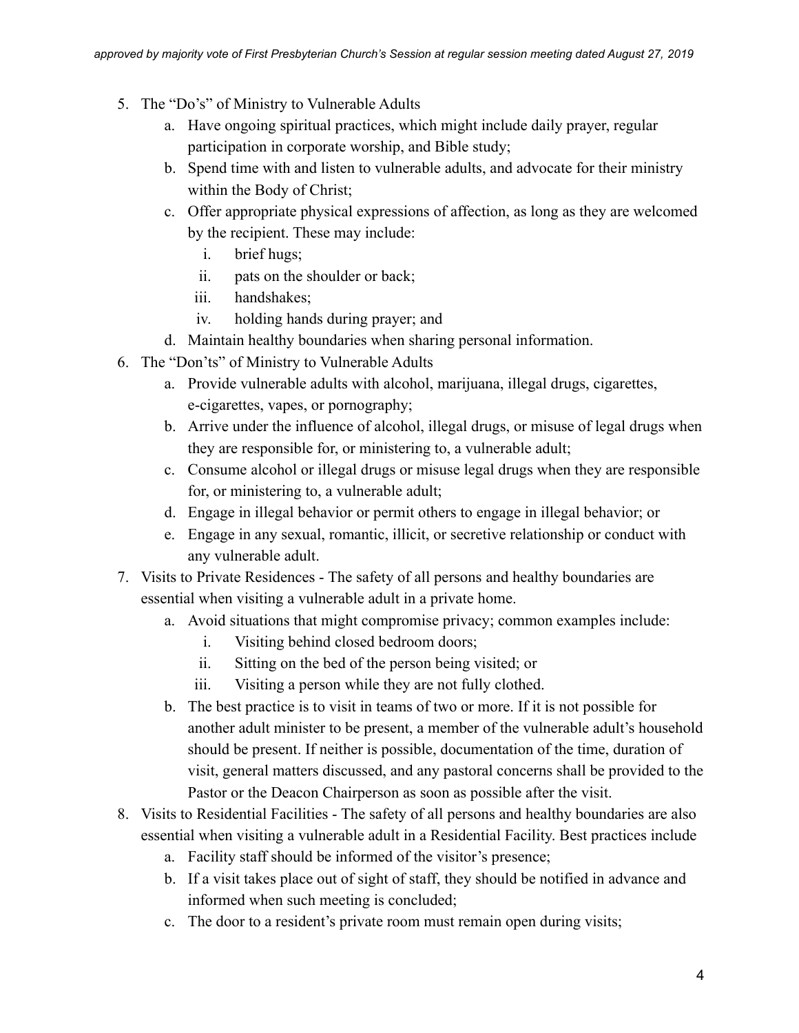5. The "Do's" of Ministry to Vulnerable Adults
    a. Have ongoing spiritual practices, which might include daily prayer, regular participation in corporate worship, and Bible study;
    b. Spend time with and listen to vulnerable adults, and advocate for their ministry within the Body of Christ;
    c. Offer appropriate physical expressions of affection, as long as they are welcomed by the recipient. These may include:
        i. brief hugs;
        ii. pats on the shoulder or back;
        iii. handshakes;
        iv. holding hands during prayer; and
    d. Maintain healthy boundaries when sharing personal information.
6. The "Don'ts" of Ministry to Vulnerable Adults
    a. Provide vulnerable adults with alcohol, marijuana, illegal drugs, cigarettes, e-cigarettes, vapes, or pornography;
    b. Arrive under the influence of alcohol, illegal drugs, or misuse of legal drugs when they are responsible for, or ministering to, a vulnerable adult;
    c. Consume alcohol or illegal drugs or misuse legal drugs when they are responsible for, or ministering to, a vulnerable adult;
    d. Engage in illegal behavior or permit others to engage in illegal behavior; or
    e. Engage in any sexual, romantic, illicit, or secretive relationship or conduct with any vulnerable adult.
7. Visits to Private Residences - The safety of all persons and healthy boundaries are essential when visiting a vulnerable adult in a private home.
    a. Avoid situations that might compromise privacy; common examples include:
        i. Visiting behind closed bedroom doors;
        ii. Sitting on the bed of the person being visited; or
        iii. Visiting a person while they are not fully clothed.
    b. The best practice is to visit in teams of two or more. If it is not possible for another adult minister to be present, a member of the vulnerable adult's household should be present. If neither is possible, documentation of the time, duration of visit, general matters discussed, and any pastoral concerns shall be provided to the Pastor or the Deacon Chairperson as soon as possible after the visit.
8. Visits to Residential Facilities - The safety of all persons and healthy boundaries are also essential when visiting a vulnerable adult in a Residential Facility. Best practices include
    a. Facility staff should be informed of the visitor's presence;
    b. If a visit takes place out of sight of staff, they should be notified in advance and informed when such meeting is concluded;
    c. The door to a resident's private room must remain open during visits;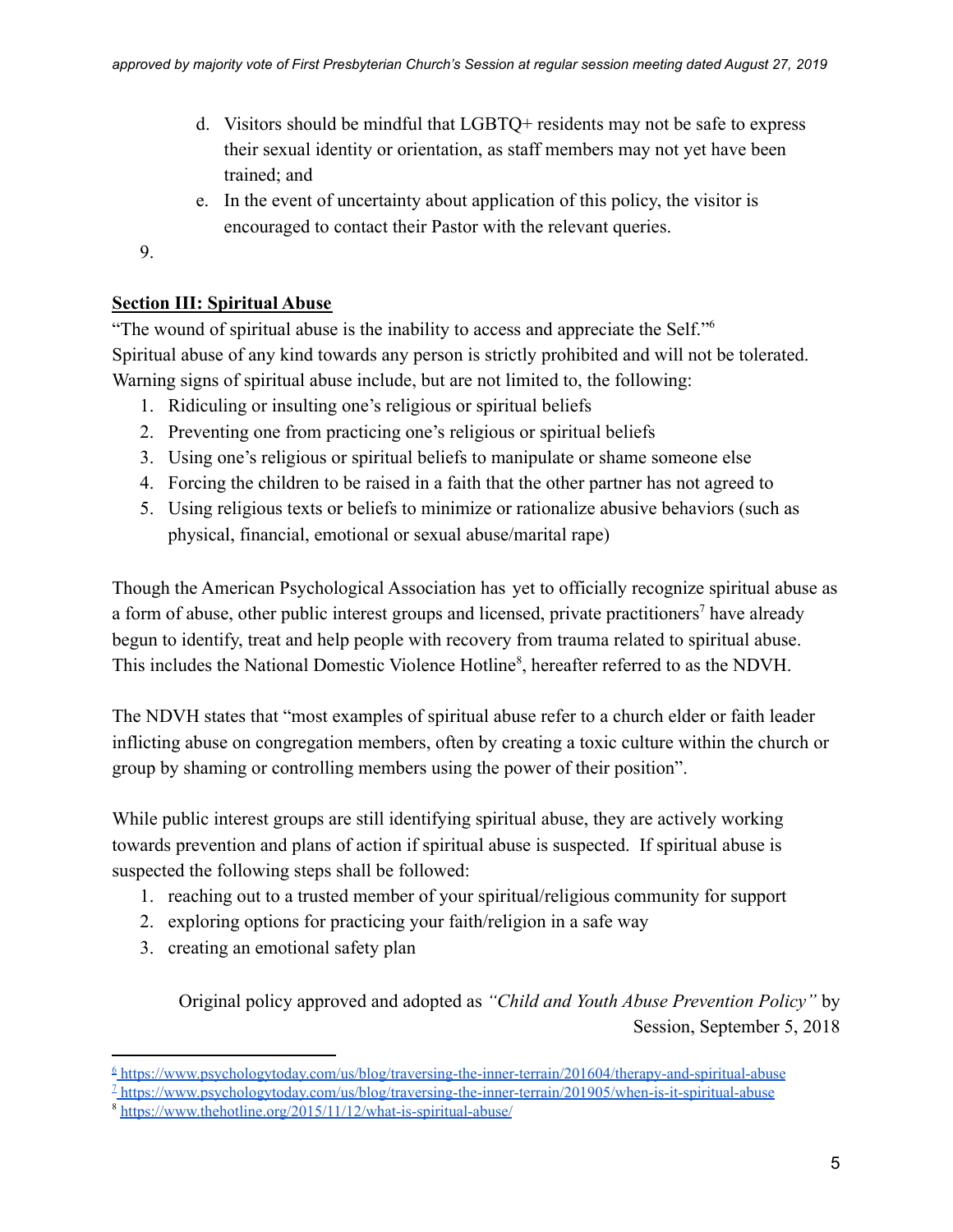d. Visitors should be mindful that LGBTQ+ residents may not be safe to express their sexual identity or orientation, as staff members may not yet have been trained; and
e. In the event of uncertainty about application of this policy, the visitor is encouraged to contact their Pastor with the relevant queries.

9.

**Section III: Spiritual Abuse**

"The wound of spiritual abuse is the inability to access and appreciate the Self."[6]
Spiritual abuse of any kind towards any person is strictly prohibited and will not be tolerated. Warning signs of spiritual abuse include, but are not limited to, the following:

1. Ridiculing or insulting one's religious or spiritual beliefs
2. Preventing one from practicing one's religious or spiritual beliefs
3. Using one's religious or spiritual beliefs to manipulate or shame someone else
4. Forcing the children to be raised in a faith that the other partner has not agreed to
5. Using religious texts or beliefs to minimize or rationalize abusive behaviors (such as physical, financial, emotional or sexual abuse/marital rape)

Though the American Psychological Association has yet to officially recognize spiritual abuse as a form of abuse, other public interest groups and licensed, private practitioners[7] have already begun to identify, treat and help people with recovery from trauma related to spiritual abuse. This includes the National Domestic Violence Hotline[8], hereafter referred to as the NDVH.

The NDVH states that "most examples of spiritual abuse refer to a church elder or faith leader inflicting abuse on congregation members, often by creating a toxic culture within the church or group by shaming or controlling members using the power of their position".

While public interest groups are still identifying spiritual abuse, they are actively working towards prevention and plans of action if spiritual abuse is suspected. If spiritual abuse is suspected the following steps shall be followed:

1. reaching out to a trusted member of your spiritual/religious community for support
2. exploring options for practicing your faith/religion in a safe way
3. creating an emotional safety plan

Original policy approved and adopted as *"Child and Youth Abuse Prevention Policy"* by Session, September 5, 2018

[6] https://www.psychologytoday.com/us/blog/traversing-the-inner-terrain/201604/therapy-and-spiritual-abuse
[7] https://www.psychologytoday.com/us/blog/traversing-the-inner-terrain/201905/when-is-it-spiritual-abuse
[8] https://www.thehotline.org/2015/11/12/what-is-spiritual-abuse/